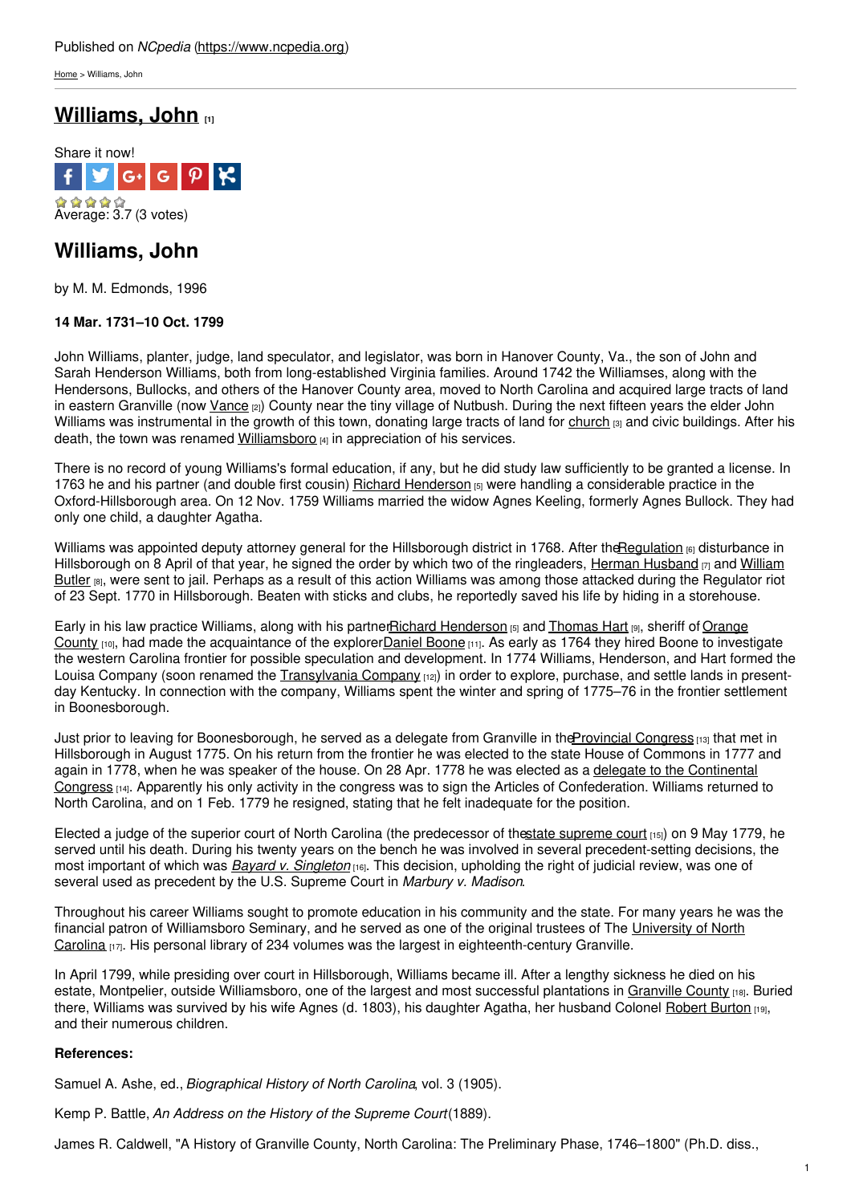Published on *NCpedia* (https://www.ncpedia.org)

Home > Williams, John

# Williams, John [1]

Share it now!

Average: 3.7 (3 votes)

## Williams, John

by M. M. Edmonds, 1996

**14 Mar. 1731–10 Oct. 1799**

John Williams, planter, judge, land speculator, and legislator, was born in Hanover County, Va., the son of John and Sarah Henderson Williams, both from long-established Virginia families. Around 1742 the Williamses, along with the Hendersons, Bullocks, and others of the Hanover County area, moved to North Carolina and acquired large tracts of land in eastern Granville (now Vance [2]) County near the tiny village of Nutbush. During the next fifteen years the elder John Williams was instrumental in the growth of this town, donating large tracts of land for church [3] and civic buildings. After his death, the town was renamed Williamsboro [4] in appreciation of his services.

There is no record of young Williams's formal education, if any, but he did study law sufficiently to be granted a license. In 1763 he and his partner (and double first cousin) Richard Henderson [5] were handling a considerable practice in the Oxford-Hillsborough area. On 12 Nov. 1759 Williams married the widow Agnes Keeling, formerly Agnes Bullock. They had only one child, a daughter Agatha.

Williams was appointed deputy attorney general for the Hillsborough district in 1768. After the Regulation [6] disturbance in Hillsborough on 8 April of that year, he signed the order by which two of the ringleaders, Herman Husband [7] and William Butler [8], were sent to jail. Perhaps as a result of this action Williams was among those attacked during the Regulator riot of 23 Sept. 1770 in Hillsborough. Beaten with sticks and clubs, he reportedly saved his life by hiding in a storehouse.

Early in his law practice Williams, along with his partner Richard Henderson [5] and Thomas Hart [9], sheriff of Orange County [10], had made the acquaintance of the explorer Daniel Boone [11]. As early as 1764 they hired Boone to investigate the western Carolina frontier for possible speculation and development. In 1774 Williams, Henderson, and Hart formed the Louisa Company (soon renamed the Transylvania Company [12]) in order to explore, purchase, and settle lands in present-day Kentucky. In connection with the company, Williams spent the winter and spring of 1775–76 in the frontier settlement in Boonesborough.

Just prior to leaving for Boonesborough, he served as a delegate from Granville in the Provincial Congress [13] that met in Hillsborough in August 1775. On his return from the frontier he was elected to the state House of Commons in 1777 and again in 1778, when he was speaker of the house. On 28 Apr. 1778 he was elected as a delegate to the Continental Congress [14]. Apparently his only activity in the congress was to sign the Articles of Confederation. Williams returned to North Carolina, and on 1 Feb. 1779 he resigned, stating that he felt inadequate for the position.

Elected a judge of the superior court of North Carolina (the predecessor of the state supreme court [15]) on 9 May 1779, he served until his death. During his twenty years on the bench he was involved in several precedent-setting decisions, the most important of which was *Bayard v. Singleton* [16]. This decision, upholding the right of judicial review, was one of several used as precedent by the U.S. Supreme Court in *Marbury v. Madison*.

Throughout his career Williams sought to promote education in his community and the state. For many years he was the financial patron of Williamsboro Seminary, and he served as one of the original trustees of The University of North Carolina [17]. His personal library of 234 volumes was the largest in eighteenth-century Granville.

In April 1799, while presiding over court in Hillsborough, Williams became ill. After a lengthy sickness he died on his estate, Montpelier, outside Williamsboro, one of the largest and most successful plantations in Granville County [18]. Buried there, Williams was survived by his wife Agnes (d. 1803), his daughter Agatha, her husband Colonel Robert Burton [19], and their numerous children.

**References:**

Samuel A. Ashe, ed., *Biographical History of North Carolina*, vol. 3 (1905).

Kemp P. Battle, *An Address on the History of the Supreme Court* (1889).

James R. Caldwell, "A History of Granville County, North Carolina: The Preliminary Phase, 1746–1800" (Ph.D. diss.,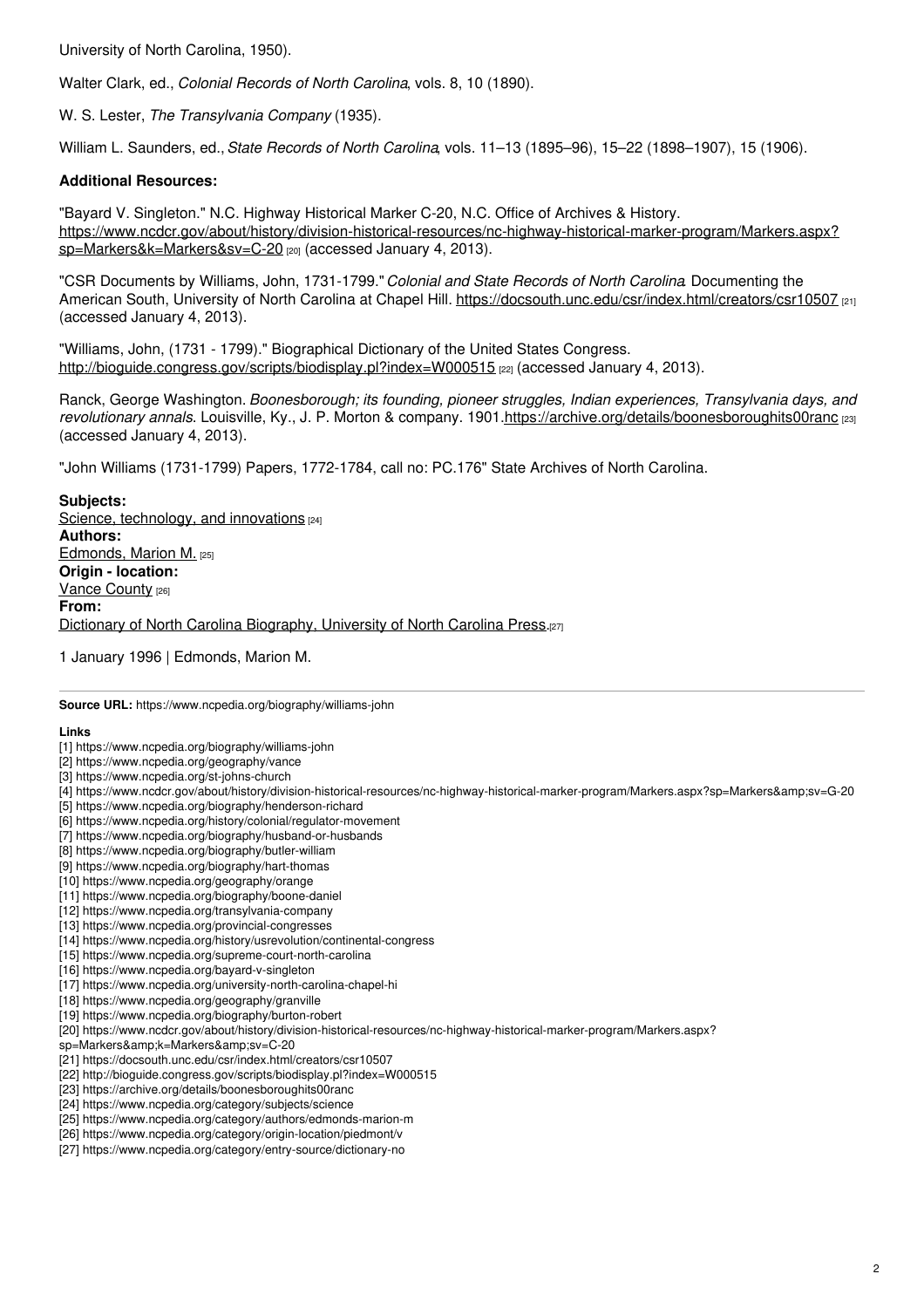University of North Carolina, 1950).

Walter Clark, ed., *Colonial Records of North Carolina*, vols. 8, 10 (1890).

W. S. Lester, *The Transylvania Company* (1935).

William L. Saunders, ed., *State Records of North Carolina*, vols. 11–13 (1895–96), 15–22 (1898–1907), 15 (1906).

**Additional Resources:**

"Bayard V. Singleton." N.C. Highway Historical Marker C-20, N.C. Office of Archives & History. https://www.ncdcr.gov/about/history/division-historical-resources/nc-highway-historical-marker-program/Markers.aspx?sp=Markers&k=Markers&sv=C-20 [20] (accessed January 4, 2013).

"CSR Documents by Williams, John, 1731-1799." *Colonial and State Records of North Carolina*. Documenting the American South, University of North Carolina at Chapel Hill. https://docsouth.unc.edu/csr/index.html/creators/csr10507 [21] (accessed January 4, 2013).

"Williams, John, (1731 - 1799)." Biographical Dictionary of the United States Congress. http://bioguide.congress.gov/scripts/biodisplay.pl?index=W000515 [22] (accessed January 4, 2013).

Ranck, George Washington. *Boonesborough; its founding, pioneer struggles, Indian experiences, Transylvania days, and revolutionary annals.* Louisville, Ky., J. P. Morton & company. 1901.https://archive.org/details/boonesboroughits00ranc [23] (accessed January 4, 2013).

"John Williams (1731-1799) Papers, 1772-1784, call no: PC.176" State Archives of North Carolina.

**Subjects:**
Science, technology, and innovations [24]
**Authors:**
Edmonds, Marion M. [25]
**Origin - location:**
Vance County [26]
**From:**
Dictionary of North Carolina Biography, University of North Carolina Press.[27]

1 January 1996 | Edmonds, Marion M.

**Source URL:** https://www.ncpedia.org/biography/williams-john

**Links**
[1] https://www.ncpedia.org/biography/williams-john
[2] https://www.ncpedia.org/geography/vance
[3] https://www.ncpedia.org/st-johns-church
[4] https://www.ncdcr.gov/about/history/division-historical-resources/nc-highway-historical-marker-program/Markers.aspx?sp=Markers&amp;sv=G-20
[5] https://www.ncpedia.org/biography/henderson-richard
[6] https://www.ncpedia.org/history/colonial/regulator-movement
[7] https://www.ncpedia.org/biography/husband-or-husbands
[8] https://www.ncpedia.org/biography/butler-william
[9] https://www.ncpedia.org/biography/hart-thomas
[10] https://www.ncpedia.org/geography/orange
[11] https://www.ncpedia.org/biography/boone-daniel
[12] https://www.ncpedia.org/transylvania-company
[13] https://www.ncpedia.org/provincial-congresses
[14] https://www.ncpedia.org/history/usrevolution/continental-congress
[15] https://www.ncpedia.org/supreme-court-north-carolina
[16] https://www.ncpedia.org/bayard-v-singleton
[17] https://www.ncpedia.org/university-north-carolina-chapel-hi
[18] https://www.ncpedia.org/geography/granville
[19] https://www.ncpedia.org/biography/burton-robert
[20] https://www.ncdcr.gov/about/history/division-historical-resources/nc-highway-historical-marker-program/Markers.aspx?sp=Markers&amp;k=Markers&amp;sv=C-20
[21] https://docsouth.unc.edu/csr/index.html/creators/csr10507
[22] http://bioguide.congress.gov/scripts/biodisplay.pl?index=W000515
[23] https://archive.org/details/boonesboroughits00ranc
[24] https://www.ncpedia.org/category/subjects/science
[25] https://www.ncpedia.org/category/authors/edmonds-marion-m
[26] https://www.ncpedia.org/category/origin-location/piedmont/v
[27] https://www.ncpedia.org/category/entry-source/dictionary-no